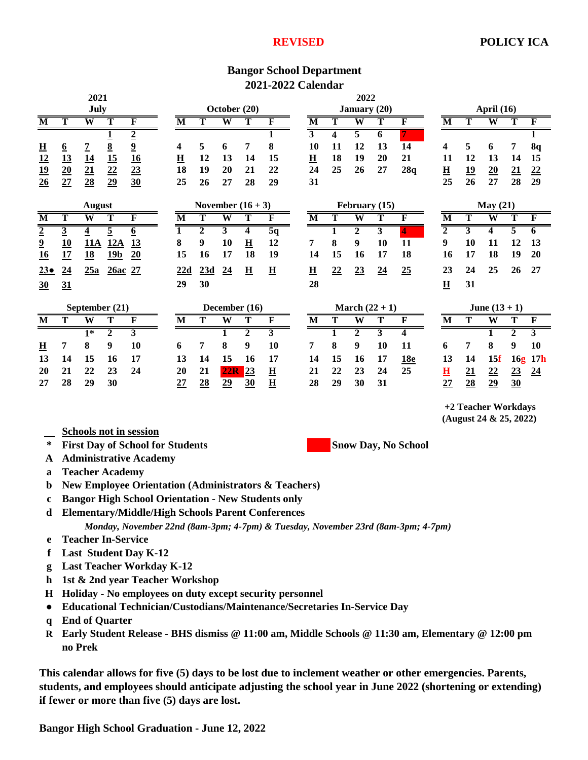**REVISED** **POLICY ICA**

# Bangor School Department
## 2021-2022 Calendar

### 2021

**July**

| M | T | W | T | F |
|---|---|---|---|---|
| | | | 1 | 2 |
| H | 6 | 7 | 8 | 9 |
| 12 | 13 | 14 | 15 | 16 |
| 19 | 20 | 21 | 22 | 23 |
| 26 | 27 | 28 | 29 | 30 |

**August**

| M | T | W | T | F |
|---|---|---|---|---|
| 2 | 3 | 4 | 5 | 6 |
| 9 | 10 | 11A | 12A | 13 |
| 16 | 17 | 18 | 19b | 20 |
| 23● | 24 | 25a | 26ac | 27 |
| 30 | 31 | | | |

**September (21)**

| M | T | W | T | F |
|---|---|---|---|---|
| | | 1* | 2 | 3 |
| H | 7 | 8 | 9 | 10 |
| 13 | 14 | 15 | 16 | 17 |
| 20 | 21 | 22 | 23 | 24 |
| 27 | 28 | 29 | 30 | |

**October (20)**

| M | T | W | T | F |
|---|---|---|---|---|
| | | | | 1 |
| 4 | 5 | 6 | 7 | 8 |
| H | 12 | 13 | 14 | 15 |
| 18 | 19 | 20 | 21 | 22 |
| 25 | 26 | 27 | 28 | 29 |

**November (16 + 3)**

| M | T | W | T | F |
|---|---|---|---|---|
| 1 | 2 | 3 | 4 | 5q |
| 8 | 9 | 10 | H | 12 |
| 15 | 16 | 17 | 18 | 19 |
| 22d | 23d | 24 | H | H |
| 29 | 30 | | | |

**December (16)**

| M | T | W | T | F |
|---|---|---|---|---|
| | | 1 | 2 | 3 |
| 6 | 7 | 8 | 9 | 10 |
| 13 | 14 | 15 | 16 | 17 |
| 20 | 21 | 22R | 23 | H |
| 27 | 28 | 29 | 30 | H |

### 2022

**January (20)**

| M | T | W | T | F |
|---|---|---|---|---|
| 3 | 4 | 5 | 6 | 7 (Snow Day) |
| 10 | 11 | 12 | 13 | 14 |
| H | 18 | 19 | 20 | 21 |
| 24 | 25 | 26 | 27 | 28q |
| 31 | | | | |

**February (15)**

| M | T | W | T | F |
|---|---|---|---|---|
| | 1 | 2 | 3 | 4 (Snow Day) |
| 7 | 8 | 9 | 10 | 11 |
| 14 | 15 | 16 | 17 | 18 |
| H | 22 | 23 | 24 | 25 |
| 28 | | | | |

**March (22 + 1)**

| M | T | W | T | F |
|---|---|---|---|---|
| | 1 | 2 | 3 | 4 |
| 7 | 8 | 9 | 10 | 11 |
| 14 | 15 | 16 | 17 | 18e |
| 21 | 22 | 23 | 24 | 25 |
| 28 | 29 | 30 | 31 | |

**April (16)**

| M | T | W | T | F |
|---|---|---|---|---|
| | | | | 1 |
| 4 | 5 | 6 | 7 | 8q |
| 11 | 12 | 13 | 14 | 15 |
| H | 19 | 20 | 21 | 22 |
| 25 | 26 | 27 | 28 | 29 |

**May (21)**

| M | T | W | T | F |
|---|---|---|---|---|
| 2 | 3 | 4 | 5 | 6 |
| 9 | 10 | 11 | 12 | 13 |
| 16 | 17 | 18 | 19 | 20 |
| 23 | 24 | 25 | 26 | 27 |
| H | 31 | | | |

**June (13 + 1)**

| M | T | W | T | F |
|---|---|---|---|---|
| | | 1 | 2 | 3 |
| 6 | 7 | 8 | 9 | 10 |
| 13 | 14 | 15f | 16g | 17h |
| H | 21 | 22 | 23 | 24 |
| 27 | 28 | 29 | 30 | |

**+2 Teacher Workdays (August 24 & 25, 2022)**

- __ **Schools not in session**
- \* **First Day of School for Students**
- **A** **Administrative Academy**
- **a** **Teacher Academy**
- **b** **New Employee Orientation (Administrators & Teachers)**
- **c** **Bangor High School Orientation - New Students only**
- **d** **Elementary/Middle/High Schools Parent Conferences**
  *Monday, November 22nd (8am-3pm; 4-7pm) & Tuesday, November 23rd (8am-3pm; 4-7pm)*
- **e** **Teacher In-Service**
- **f** **Last Student Day K-12**
- **g** **Last Teacher Workday K-12**
- **h** **1st & 2nd year Teacher Workshop**
- **H** **Holiday - No employees on duty except security personnel**
- **●** **Educational Technician/Custodians/Maintenance/Secretaries In-Service Day**
- **q** **End of Quarter**
- **R** **Early Student Release - BHS dismiss @ 11:00 am, Middle Schools @ 11:30 am, Elementary @ 12:00 pm no Prek**

(Red) **Snow Day, No School**

**This calendar allows for five (5) days to be lost due to inclement weather or other emergencies. Parents, students, and employees should anticipate adjusting the school year in June 2022 (shortening or extending) if fewer or more than five (5) days are lost.**

**Bangor High School Graduation - June 12, 2022**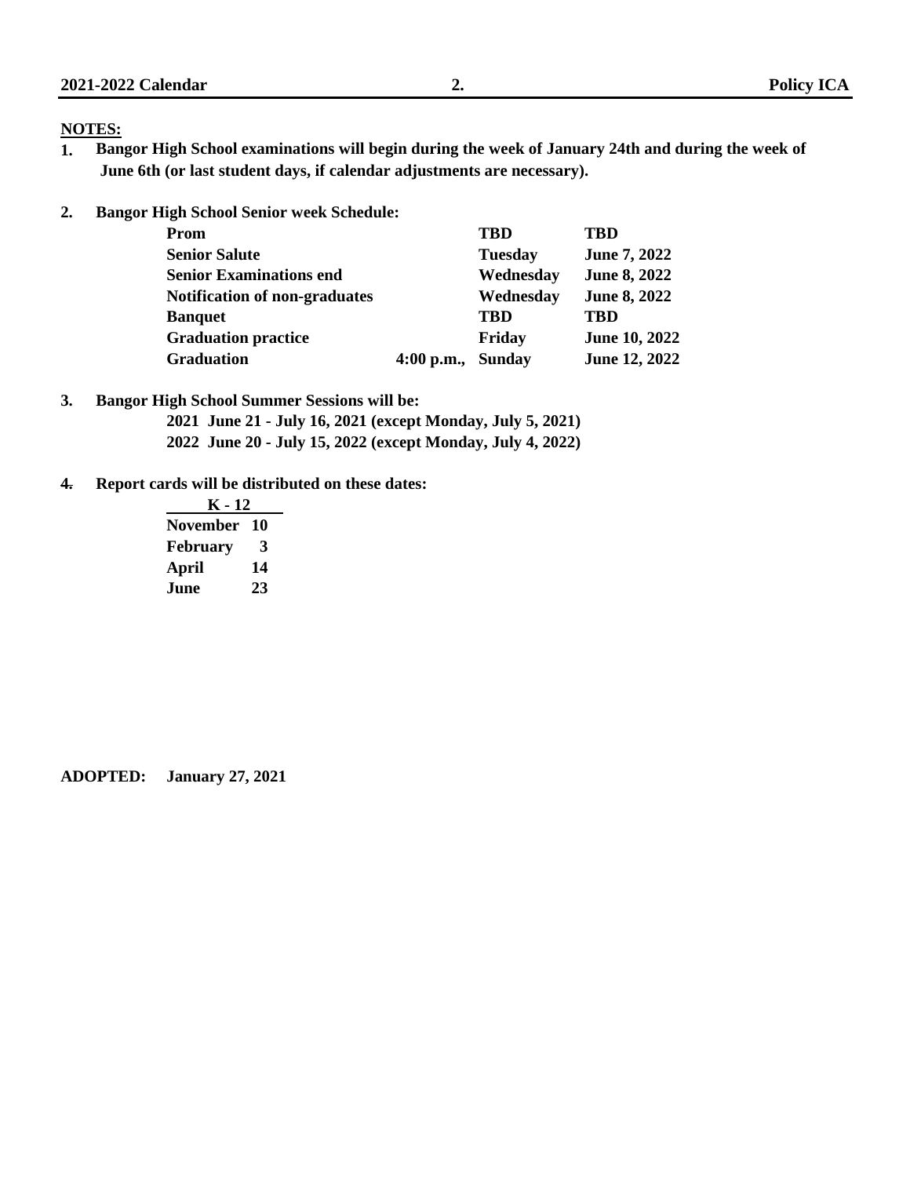**NOTES:**

1. **Bangor High School examinations will begin during the week of January 24th and during the week of June 6th (or last student days, if calendar adjustments are necessary).**

2. **Bangor High School Senior week Schedule:**

| | | | |
|---|---|---|---|
| **Prom** | | **TBD** | **TBD** |
| **Senior Salute** | | **Tuesday** | **June 7, 2022** |
| **Senior Examinations end** | | **Wednesday** | **June 8, 2022** |
| **Notification of non-graduates** | | **Wednesday** | **June 8, 2022** |
| **Banquet** | | **TBD** | **TBD** |
| **Graduation practice** | | **Friday** | **June 10, 2022** |
| **Graduation** | **4:00 p.m.,** | **Sunday** | **June 12, 2022** |

3. **Bangor High School Summer Sessions will be:**

   **2021 June 21 - July 16, 2021 (except Monday, July 5, 2021)**
   **2022 June 20 - July 15, 2022 (except Monday, July 4, 2022)**

4. **Report cards will be distributed on these dates:**

| **K - 12** | |
|---|---|
| **November** | **10** |
| **February** | **3** |
| **April** | **14** |
| **June** | **23** |

**ADOPTED: January 27, 2021**